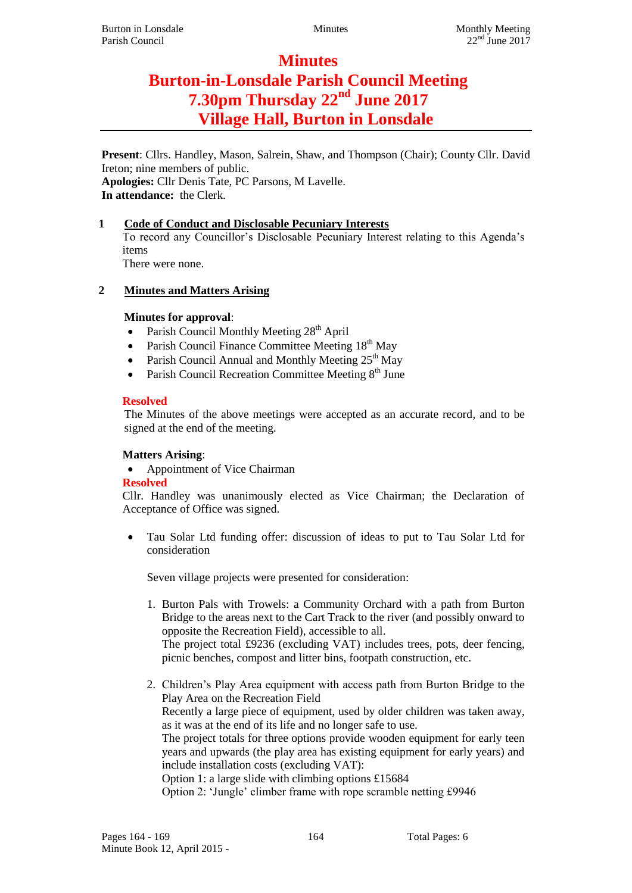# Minutes

# Burton-in-Lonsdale Parish Council Meeting

# 7.30pm Thursday 22nd June 2017

# Village Hall, Burton in Lonsdale

**Present**: Cllrs. Handley, Mason, Salrein, Shaw, and Thompson (Chair); County Cllr. David Ireton; nine members of public.
**Apologies:** Cllr Denis Tate, PC Parsons, M Lavelle.
**In attendance:** the Clerk.

## 1 Code of Conduct and Disclosable Pecuniary Interests

To record any Councillor's Disclosable Pecuniary Interest relating to this Agenda's items

There were none.

## 2 Minutes and Matters Arising

**Minutes for approval**:

- Parish Council Monthly Meeting 28th April
- Parish Council Finance Committee Meeting 18th May
- Parish Council Annual and Monthly Meeting 25th May
- Parish Council Recreation Committee Meeting 8th June

**Resolved**

The Minutes of the above meetings were accepted as an accurate record, and to be signed at the end of the meeting.

**Matters Arising**:

- Appointment of Vice Chairman

**Resolved**

Cllr. Handley was unanimously elected as Vice Chairman; the Declaration of Acceptance of Office was signed.

- Tau Solar Ltd funding offer: discussion of ideas to put to Tau Solar Ltd for consideration

  Seven village projects were presented for consideration:

  1. Burton Pals with Trowels: a Community Orchard with a path from Burton Bridge to the areas next to the Cart Track to the river (and possibly onward to opposite the Recreation Field), accessible to all.
     The project total £9236 (excluding VAT) includes trees, pots, deer fencing, picnic benches, compost and litter bins, footpath construction, etc.

  2. Children's Play Area equipment with access path from Burton Bridge to the Play Area on the Recreation Field
     Recently a large piece of equipment, used by older children was taken away, as it was at the end of its life and no longer safe to use.
     The project totals for three options provide wooden equipment for early teen years and upwards (the play area has existing equipment for early years) and include installation costs (excluding VAT):
     Option 1: a large slide with climbing options £15684
     Option 2: 'Jungle' climber frame with rope scramble netting £9946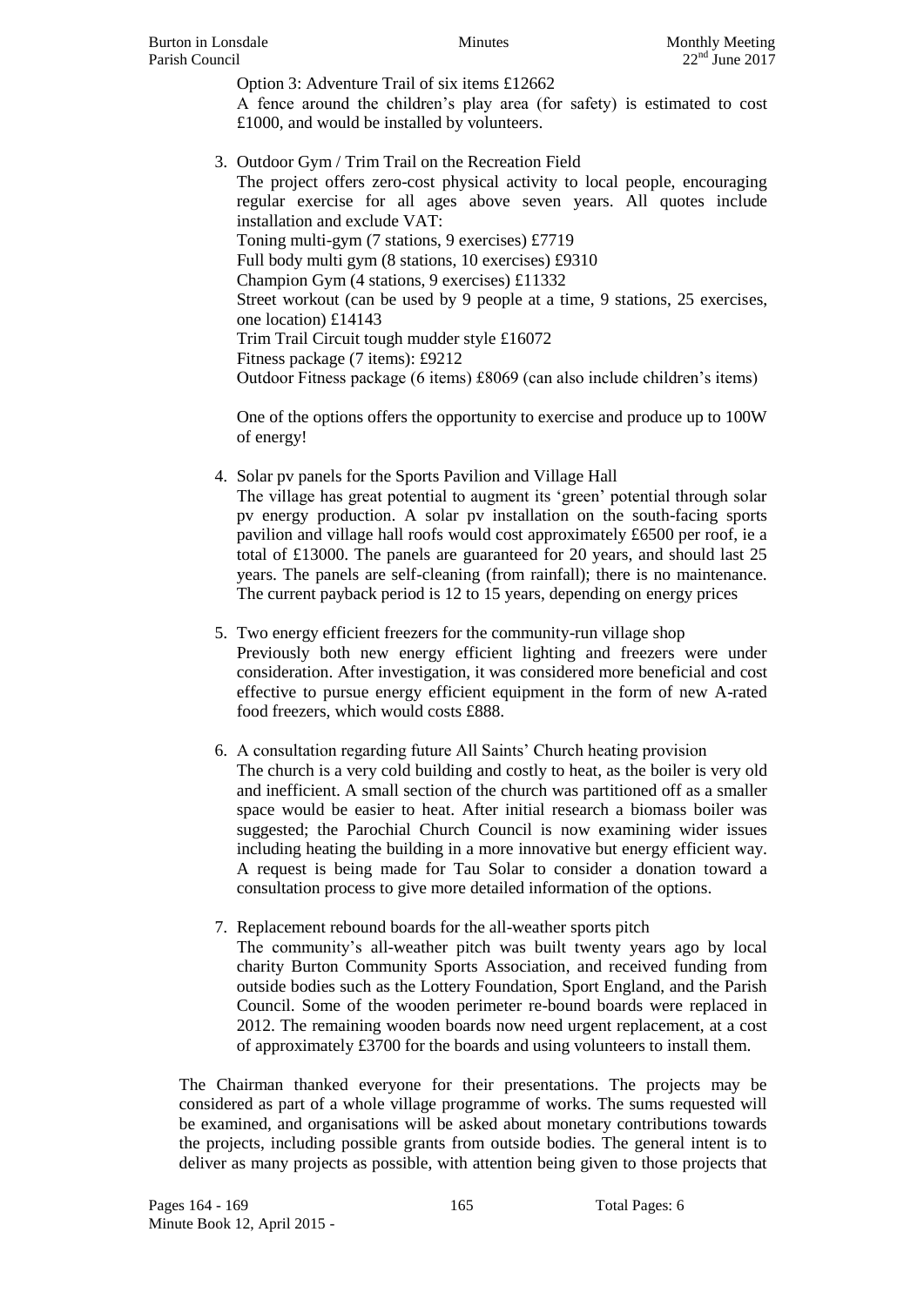Option 3: Adventure Trail of six items £12662

A fence around the children's play area (for safety) is estimated to cost £1000, and would be installed by volunteers.

3. Outdoor Gym / Trim Trail on the Recreation Field

   The project offers zero-cost physical activity to local people, encouraging regular exercise for all ages above seven years. All quotes include installation and exclude VAT:

   Toning multi-gym (7 stations, 9 exercises) £7719
   Full body multi gym (8 stations, 10 exercises) £9310
   Champion Gym (4 stations, 9 exercises) £11332
   Street workout (can be used by 9 people at a time, 9 stations, 25 exercises, one location) £14143
   Trim Trail Circuit tough mudder style £16072
   Fitness package (7 items): £9212
   Outdoor Fitness package (6 items) £8069 (can also include children's items)

   One of the options offers the opportunity to exercise and produce up to 100W of energy!

4. Solar pv panels for the Sports Pavilion and Village Hall

   The village has great potential to augment its 'green' potential through solar pv energy production. A solar pv installation on the south-facing sports pavilion and village hall roofs would cost approximately £6500 per roof, ie a total of £13000. The panels are guaranteed for 20 years, and should last 25 years. The panels are self-cleaning (from rainfall); there is no maintenance. The current payback period is 12 to 15 years, depending on energy prices

5. Two energy efficient freezers for the community-run village shop

   Previously both new energy efficient lighting and freezers were under consideration. After investigation, it was considered more beneficial and cost effective to pursue energy efficient equipment in the form of new A-rated food freezers, which would costs £888.

6. A consultation regarding future All Saints' Church heating provision

   The church is a very cold building and costly to heat, as the boiler is very old and inefficient. A small section of the church was partitioned off as a smaller space would be easier to heat. After initial research a biomass boiler was suggested; the Parochial Church Council is now examining wider issues including heating the building in a more innovative but energy efficient way. A request is being made for Tau Solar to consider a donation toward a consultation process to give more detailed information of the options.

7. Replacement rebound boards for the all-weather sports pitch

   The community's all-weather pitch was built twenty years ago by local charity Burton Community Sports Association, and received funding from outside bodies such as the Lottery Foundation, Sport England, and the Parish Council. Some of the wooden perimeter re-bound boards were replaced in 2012. The remaining wooden boards now need urgent replacement, at a cost of approximately £3700 for the boards and using volunteers to install them.

The Chairman thanked everyone for their presentations. The projects may be considered as part of a whole village programme of works. The sums requested will be examined, and organisations will be asked about monetary contributions towards the projects, including possible grants from outside bodies. The general intent is to deliver as many projects as possible, with attention being given to those projects that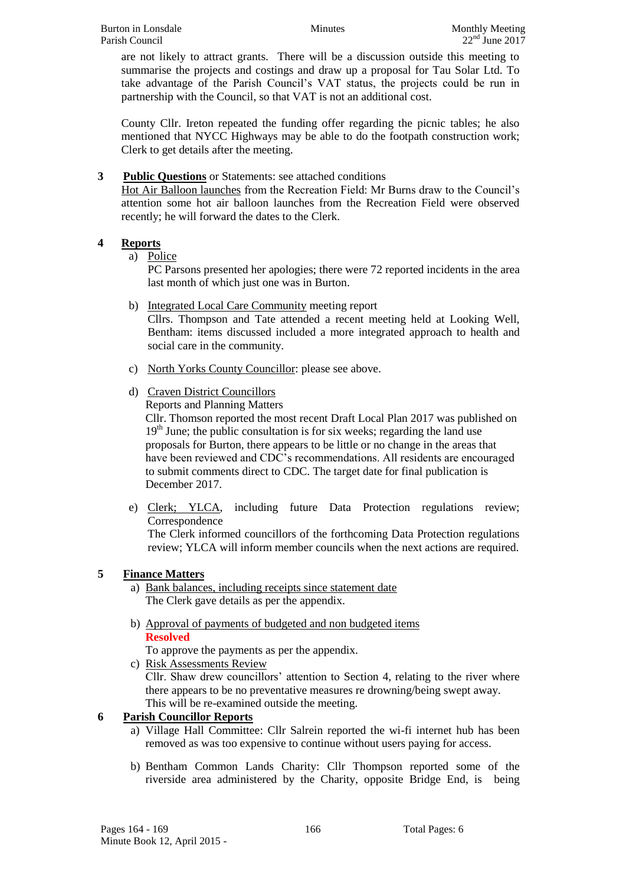are not likely to attract grants. There will be a discussion outside this meeting to summarise the projects and costings and draw up a proposal for Tau Solar Ltd. To take advantage of the Parish Council's VAT status, the projects could be run in partnership with the Council, so that VAT is not an additional cost.

County Cllr. Ireton repeated the funding offer regarding the picnic tables; he also mentioned that NYCC Highways may be able to do the footpath construction work; Clerk to get details after the meeting.

**3 Public Questions** or Statements: see attached conditions

Hot Air Balloon launches from the Recreation Field: Mr Burns draw to the Council's attention some hot air balloon launches from the Recreation Field were observed recently; he will forward the dates to the Clerk.

**4 Reports**

a) Police

PC Parsons presented her apologies; there were 72 reported incidents in the area last month of which just one was in Burton.

b) Integrated Local Care Community meeting report

Cllrs. Thompson and Tate attended a recent meeting held at Looking Well, Bentham: items discussed included a more integrated approach to health and social care in the community.

c) North Yorks County Councillor: please see above.

d) Craven District Councillors

Reports and Planning Matters

Cllr. Thomson reported the most recent Draft Local Plan 2017 was published on 19th June; the public consultation is for six weeks; regarding the land use proposals for Burton, there appears to be little or no change in the areas that have been reviewed and CDC's recommendations. All residents are encouraged to submit comments direct to CDC. The target date for final publication is December 2017.

e) Clerk; YLCA, including future Data Protection regulations review; Correspondence

The Clerk informed councillors of the forthcoming Data Protection regulations review; YLCA will inform member councils when the next actions are required.

**5 Finance Matters**

a) Bank balances, including receipts since statement date

The Clerk gave details as per the appendix.

b) Approval of payments of budgeted and non budgeted items

**Resolved**

To approve the payments as per the appendix.

c) Risk Assessments Review

Cllr. Shaw drew councillors' attention to Section 4, relating to the river where there appears to be no preventative measures re drowning/being swept away. This will be re-examined outside the meeting.

**6 Parish Councillor Reports**

a) Village Hall Committee: Cllr Salrein reported the wi-fi internet hub has been removed as was too expensive to continue without users paying for access.

b) Bentham Common Lands Charity: Cllr Thompson reported some of the riverside area administered by the Charity, opposite Bridge End, is being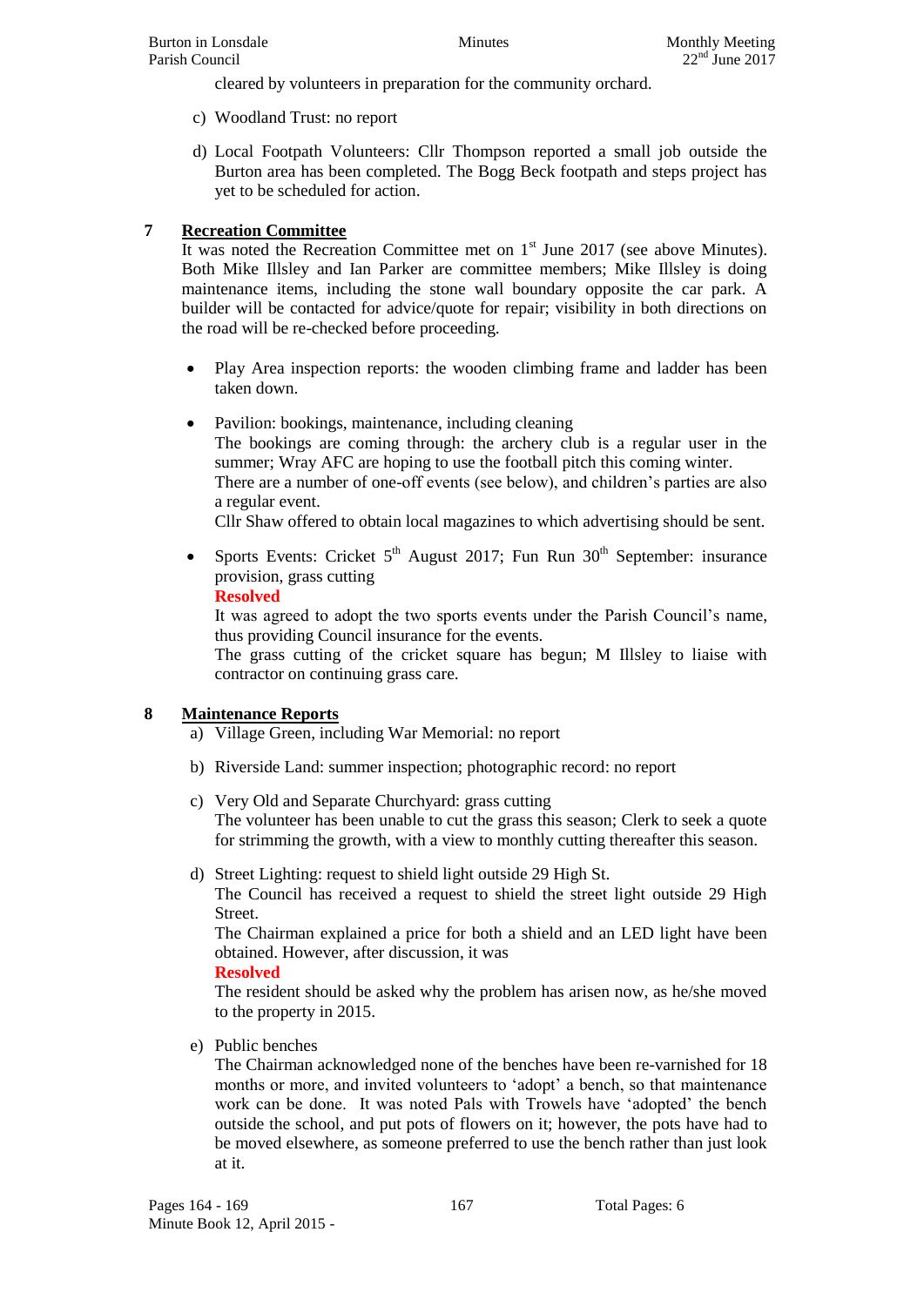cleared by volunteers in preparation for the community orchard.

c) Woodland Trust: no report

d) Local Footpath Volunteers: Cllr Thompson reported a small job outside the Burton area has been completed. The Bogg Beck footpath and steps project has yet to be scheduled for action.

## 7 Recreation Committee

It was noted the Recreation Committee met on 1st June 2017 (see above Minutes). Both Mike Illsley and Ian Parker are committee members; Mike Illsley is doing maintenance items, including the stone wall boundary opposite the car park. A builder will be contacted for advice/quote for repair; visibility in both directions on the road will be re-checked before proceeding.

- Play Area inspection reports: the wooden climbing frame and ladder has been taken down.
- Pavilion: bookings, maintenance, including cleaning
  The bookings are coming through: the archery club is a regular user in the summer; Wray AFC are hoping to use the football pitch this coming winter.
  There are a number of one-off events (see below), and children's parties are also a regular event.
  Cllr Shaw offered to obtain local magazines to which advertising should be sent.
- Sports Events: Cricket 5th August 2017; Fun Run 30th September: insurance provision, grass cutting
  **Resolved**
  It was agreed to adopt the two sports events under the Parish Council's name, thus providing Council insurance for the events.
  The grass cutting of the cricket square has begun; M Illsley to liaise with contractor on continuing grass care.

## 8 Maintenance Reports

a) Village Green, including War Memorial: no report

b) Riverside Land: summer inspection; photographic record: no report

c) Very Old and Separate Churchyard: grass cutting
The volunteer has been unable to cut the grass this season; Clerk to seek a quote for strimming the growth, with a view to monthly cutting thereafter this season.

d) Street Lighting: request to shield light outside 29 High St.
The Council has received a request to shield the street light outside 29 High Street.
The Chairman explained a price for both a shield and an LED light have been obtained. However, after discussion, it was
**Resolved**
The resident should be asked why the problem has arisen now, as he/she moved to the property in 2015.

e) Public benches
The Chairman acknowledged none of the benches have been re-varnished for 18 months or more, and invited volunteers to 'adopt' a bench, so that maintenance work can be done. It was noted Pals with Trowels have 'adopted' the bench outside the school, and put pots of flowers on it; however, the pots have had to be moved elsewhere, as someone preferred to use the bench rather than just look at it.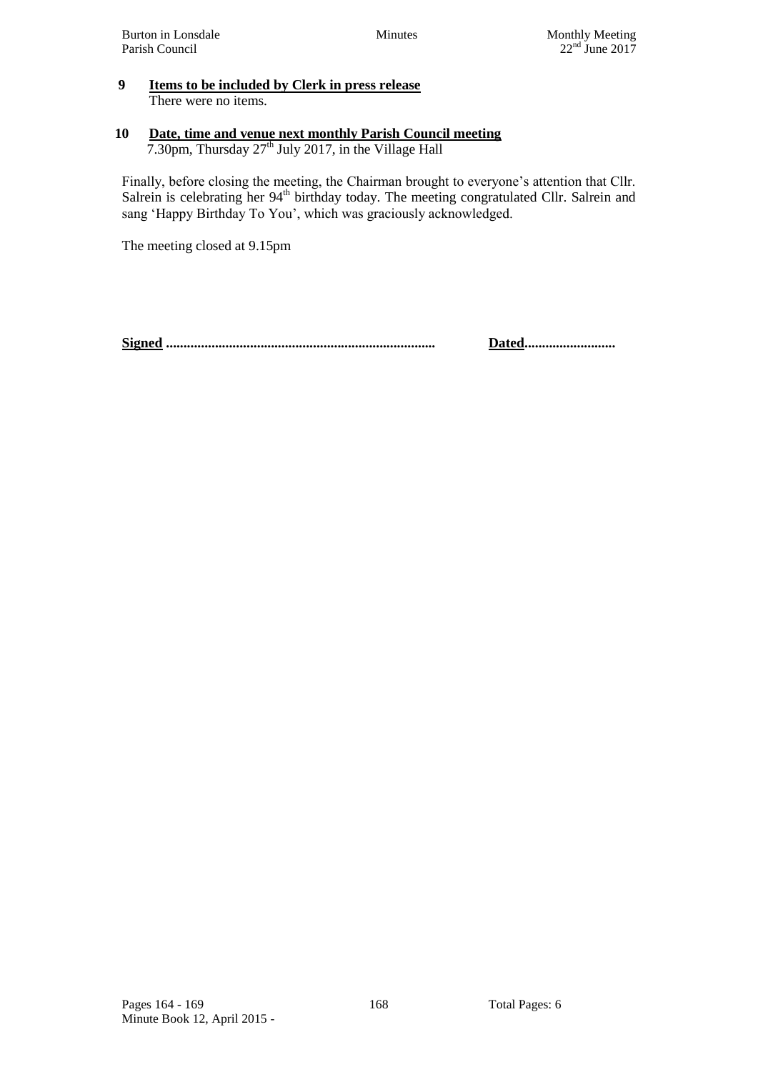**9 Items to be included by Clerk in press release**

There were no items.

**10 Date, time and venue next monthly Parish Council meeting**

7.30pm, Thursday 27th July 2017, in the Village Hall

Finally, before closing the meeting, the Chairman brought to everyone's attention that Cllr. Salrein is celebrating her 94th birthday today. The meeting congratulated Cllr. Salrein and sang 'Happy Birthday To You', which was graciously acknowledged.

The meeting closed at 9.15pm

**Signed** ........................................................................... **Dated**.........................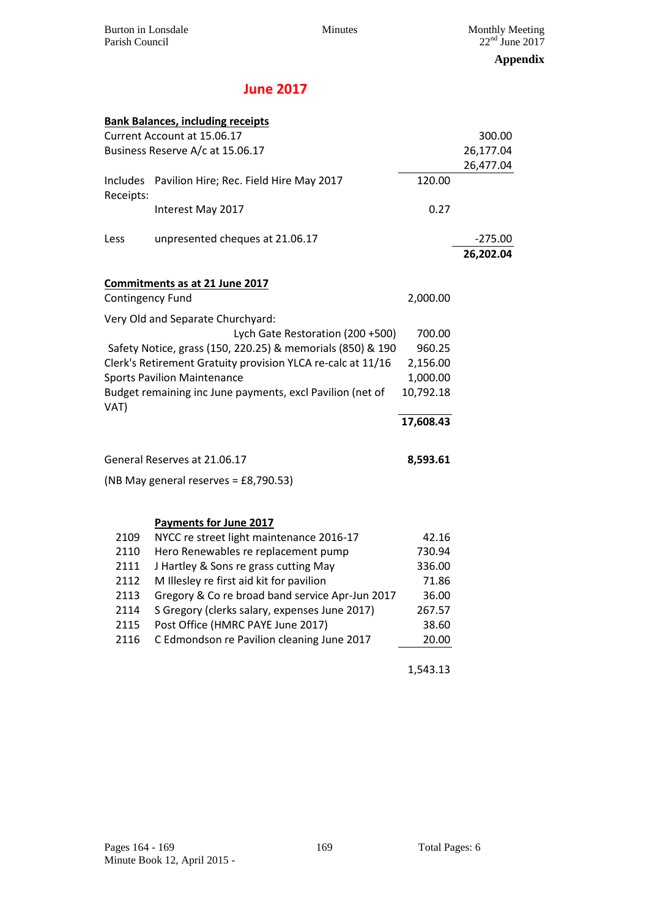**Appendix**

## June 2017

**Bank Balances, including receipts**

| | | | |
|---|---|---|---|
| Current Account at 15.06.17 | | | 300.00 |
| Business Reserve A/c at 15.06.17 | | | 26,177.04 |
| | | | 26,477.04 |
| Includes Receipts: | Pavilion Hire; Rec. Field Hire May 2017 | 120.00 | |
| | Interest May 2017 | 0.27 | |
| Less | unpresented cheques at 21.06.17 | | -275.00 |
| | | | **26,202.04** |

**Commitments as at 21 June 2017**

| | |
|---|---|
| Contingency Fund | 2,000.00 |
| Very Old and Separate Churchyard: | |
| Lych Gate Restoration (200 +500) | 700.00 |
| Safety Notice, grass (150, 220.25) & memorials (850) & 190 | 960.25 |
| Clerk's Retirement Gratuity provision YLCA re-calc at 11/16 | 2,156.00 |
| Sports Pavilion Maintenance | 1,000.00 |
| Budget remaining inc June payments, excl Pavilion (net of VAT) | 10,792.18 |
| | **17,608.43** |

General Reserves at 21.06.17 **8,593.61**

(NB May general reserves = £8,790.53)

**Payments for June 2017**

| | | |
|---|---|---|
| 2109 | NYCC re street light maintenance 2016-17 | 42.16 |
| 2110 | Hero Renewables re replacement pump | 730.94 |
| 2111 | J Hartley & Sons re grass cutting May | 336.00 |
| 2112 | M Illesley re first aid kit for pavilion | 71.86 |
| 2113 | Gregory & Co re broad band service Apr-Jun 2017 | 36.00 |
| 2114 | S Gregory (clerks salary, expenses June 2017) | 267.57 |
| 2115 | Post Office (HMRC PAYE June 2017) | 38.60 |
| 2116 | C Edmondson re Pavilion cleaning June 2017 | 20.00 |
| | | 1,543.13 |